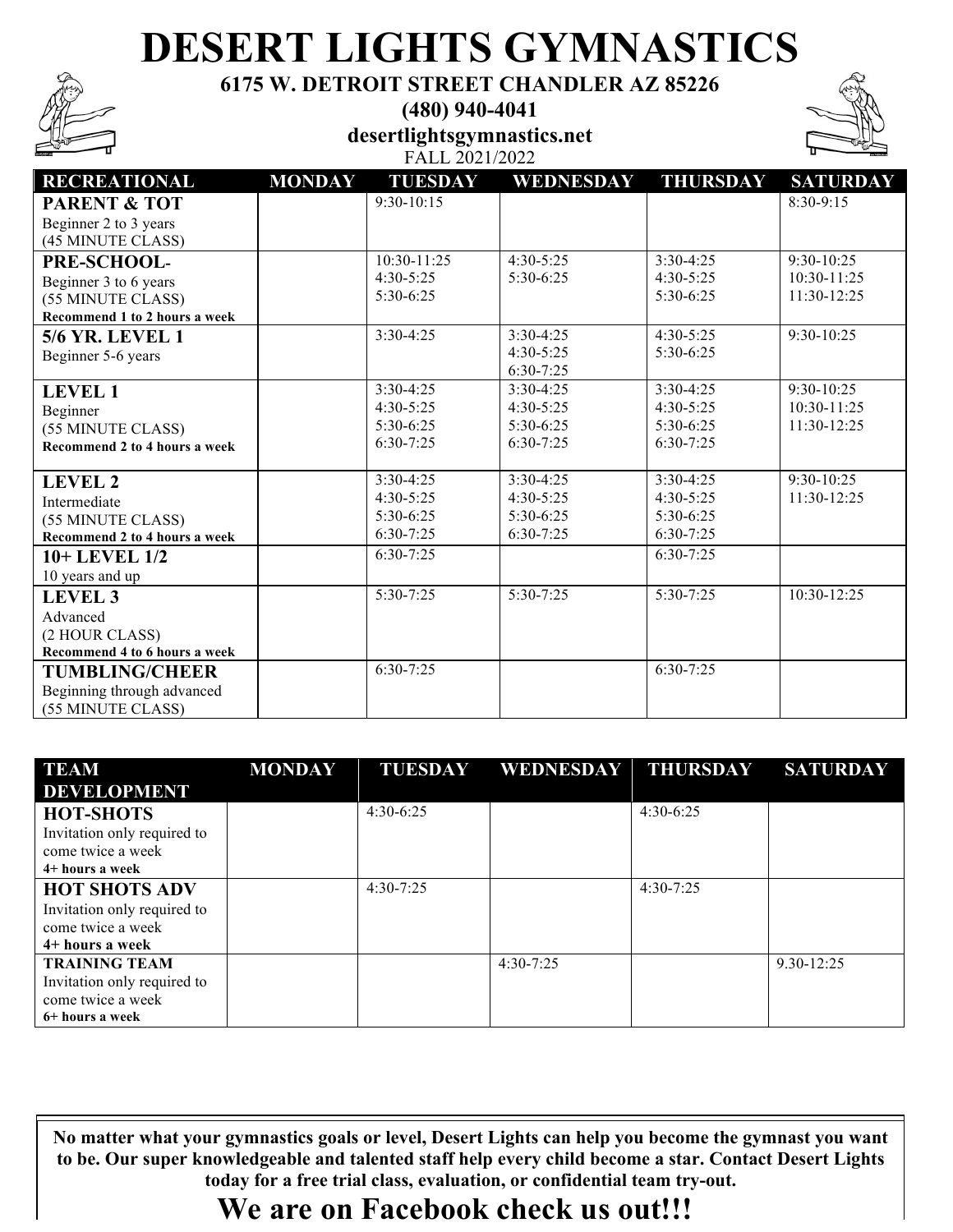# DESERT LIGHTS GYMNASTICS

**6175 W. DETROIT STREET CHANDLER AZ 85226**

**(480) 940-4041**

**desertlightsgymnastics.net**

FALL 2021/2022

| RECREATIONAL | MONDAY | TUESDAY | WEDNESDAY | THURSDAY | SATURDAY |
|---|---|---|---|---|---|
| **PARENT & TOT**<br>Beginner 2 to 3 years<br>(45 MINUTE CLASS) | | 9:30-10:15 | | | 8:30-9:15 |
| **PRE-SCHOOL-**<br>Beginner 3 to 6 years<br>(55 MINUTE CLASS)<br>**Recommend 1 to 2 hours a week** | | 10:30-11:25<br>4:30-5:25<br>5:30-6:25 | 4:30-5:25<br>5:30-6:25 | 3:30-4:25<br>4:30-5:25<br>5:30-6:25 | 9:30-10:25<br>10:30-11:25<br>11:30-12:25 |
| **5/6 YR. LEVEL 1**<br>Beginner 5-6 years | | 3:30-4:25 | 3:30-4:25<br>4:30-5:25<br>6:30-7:25 | 4:30-5:25<br>5:30-6:25 | 9:30-10:25 |
| **LEVEL 1**<br>Beginner<br>(55 MINUTE CLASS)<br>**Recommend 2 to 4 hours a week** | | 3:30-4:25<br>4:30-5:25<br>5:30-6:25<br>6:30-7:25 | 3:30-4:25<br>4:30-5:25<br>5:30-6:25<br>6:30-7:25 | 3:30-4:25<br>4:30-5:25<br>5:30-6:25<br>6:30-7:25 | 9:30-10:25<br>10:30-11:25<br>11:30-12:25 |
| **LEVEL 2**<br>Intermediate<br>(55 MINUTE CLASS)<br>**Recommend 2 to 4 hours a week** | | 3:30-4:25<br>4:30-5:25<br>5:30-6:25<br>6:30-7:25 | 3:30-4:25<br>4:30-5:25<br>5:30-6:25<br>6:30-7:25 | 3:30-4:25<br>4:30-5:25<br>5:30-6:25<br>6:30-7:25 | 9:30-10:25<br>11:30-12:25 |
| **10+ LEVEL 1/2**<br>10 years and up | | 6:30-7:25 | | 6:30-7:25 | |
| **LEVEL 3**<br>Advanced<br>(2 HOUR CLASS)<br>**Recommend 4 to 6 hours a week** | | 5:30-7:25 | 5:30-7:25 | 5:30-7:25 | 10:30-12:25 |
| **TUMBLING/CHEER**<br>Beginning through advanced<br>(55 MINUTE CLASS) | | 6:30-7:25 | | 6:30-7:25 | |

| TEAM DEVELOPMENT | MONDAY | TUESDAY | WEDNESDAY | THURSDAY | SATURDAY |
|---|---|---|---|---|---|
| **HOT-SHOTS**<br>Invitation only required to come twice a week<br>**4+ hours a week** | | 4:30-6:25 | | 4:30-6:25 | |
| **HOT SHOTS ADV**<br>Invitation only required to come twice a week<br>**4+ hours a week** | | 4:30-7:25 | | 4:30-7:25 | |
| **TRAINING TEAM**<br>Invitation only required to come twice a week<br>**6+ hours a week** | | | 4:30-7:25 | | 9.30-12:25 |

**No matter what your gymnastics goals or level, Desert Lights can help you become the gymnast you want to be. Our super knowledgeable and talented staff help every child become a star. Contact Desert Lights today for a free trial class, evaluation, or confidential team try-out.**

## We are on Facebook check us out!!!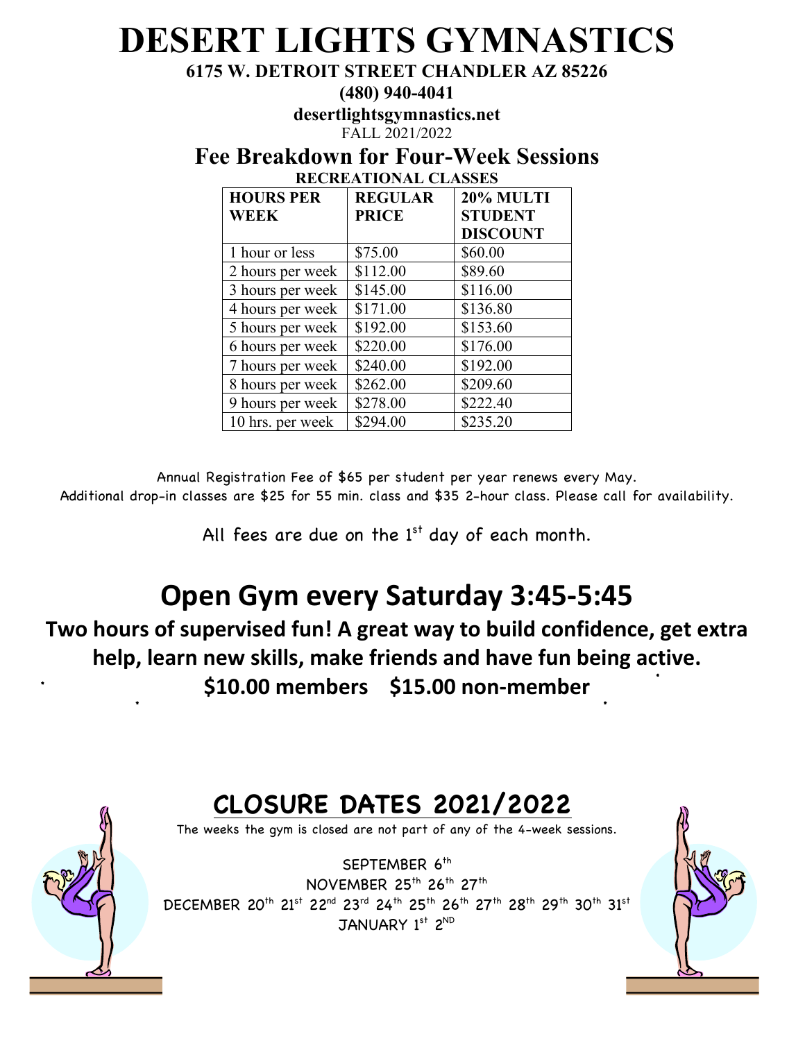# DESERT LIGHTS GYMNASTICS

**6175 W. DETROIT STREET CHANDLER AZ 85226**

**(480) 940-4041**

**desertlightsgymnastics.net**

FALL 2021/2022

## Fee Breakdown for Four-Week Sessions

**RECREATIONAL CLASSES**

| HOURS PER WEEK | REGULAR PRICE | 20% MULTI STUDENT DISCOUNT |
|---|---|---|
| 1 hour or less | $75.00 | $60.00 |
| 2 hours per week | $112.00 | $89.60 |
| 3 hours per week | $145.00 | $116.00 |
| 4 hours per week | $171.00 | $136.80 |
| 5 hours per week | $192.00 | $153.60 |
| 6 hours per week | $220.00 | $176.00 |
| 7 hours per week | $240.00 | $192.00 |
| 8 hours per week | $262.00 | $209.60 |
| 9 hours per week | $278.00 | $222.40 |
| 10 hrs. per week | $294.00 | $235.20 |

Annual Registration Fee of $65 per student per year renews every May.
Additional drop-in classes are $25 for 55 min. class and $35 2-hour class. Please call for availability.

All fees are due on the 1st day of each month.

# Open Gym every Saturday 3:45-5:45

**Two hours of supervised fun! A great way to build confidence, get extra help, learn new skills, make friends and have fun being active.**

**$10.00 members $15.00 non-member**

## CLOSURE DATES 2021/2022

The weeks the gym is closed are not part of any of the 4-week sessions.

SEPTEMBER 6th

NOVEMBER 25th 26th 27th

DECEMBER 20th 21st 22nd 23rd 24th 25th 26th 27th 28th 29th 30th 31st

JANUARY 1st 2ND